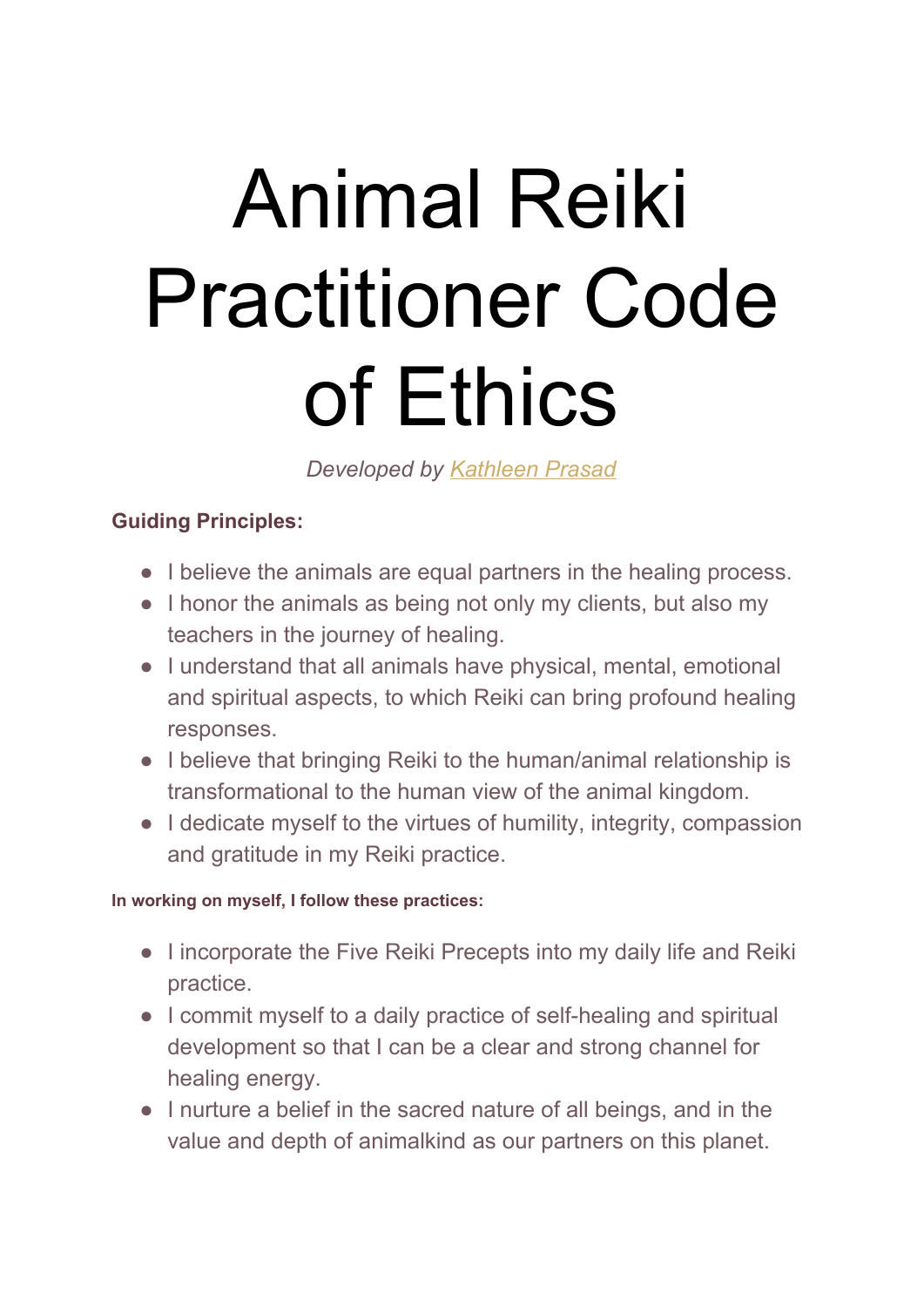# Animal Reiki Practitioner Code of Ethics

*Developed by Kathleen Prasad*

**Guiding Principles:**

- I believe the animals are equal partners in the healing process.
- I honor the animals as being not only my clients, but also my teachers in the journey of healing.
- I understand that all animals have physical, mental, emotional and spiritual aspects, to which Reiki can bring profound healing responses.
- I believe that bringing Reiki to the human/animal relationship is transformational to the human view of the animal kingdom.
- I dedicate myself to the virtues of humility, integrity, compassion and gratitude in my Reiki practice.

**In working on myself, I follow these practices:**

- I incorporate the Five Reiki Precepts into my daily life and Reiki practice.
- I commit myself to a daily practice of self-healing and spiritual development so that I can be a clear and strong channel for healing energy.
- I nurture a belief in the sacred nature of all beings, and in the value and depth of animalkind as our partners on this planet.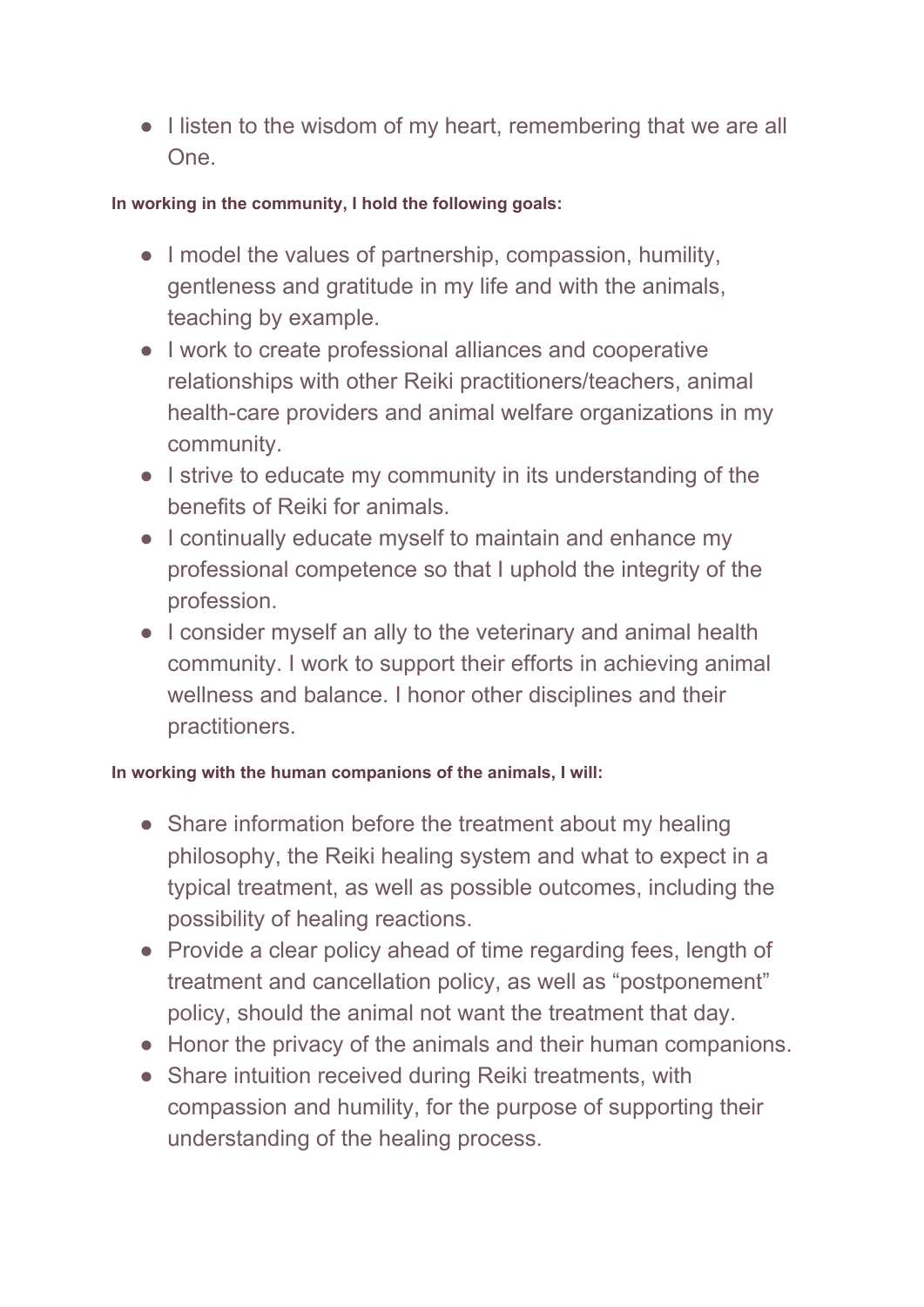- I listen to the wisdom of my heart, remembering that we are all One.

**In working in the community, I hold the following goals:**

- I model the values of partnership, compassion, humility, gentleness and gratitude in my life and with the animals, teaching by example.
- I work to create professional alliances and cooperative relationships with other Reiki practitioners/teachers, animal health-care providers and animal welfare organizations in my community.
- I strive to educate my community in its understanding of the benefits of Reiki for animals.
- I continually educate myself to maintain and enhance my professional competence so that I uphold the integrity of the profession.
- I consider myself an ally to the veterinary and animal health community. I work to support their efforts in achieving animal wellness and balance. I honor other disciplines and their practitioners.

**In working with the human companions of the animals, I will:**

- Share information before the treatment about my healing philosophy, the Reiki healing system and what to expect in a typical treatment, as well as possible outcomes, including the possibility of healing reactions.
- Provide a clear policy ahead of time regarding fees, length of treatment and cancellation policy, as well as "postponement" policy, should the animal not want the treatment that day.
- Honor the privacy of the animals and their human companions.
- Share intuition received during Reiki treatments, with compassion and humility, for the purpose of supporting their understanding of the healing process.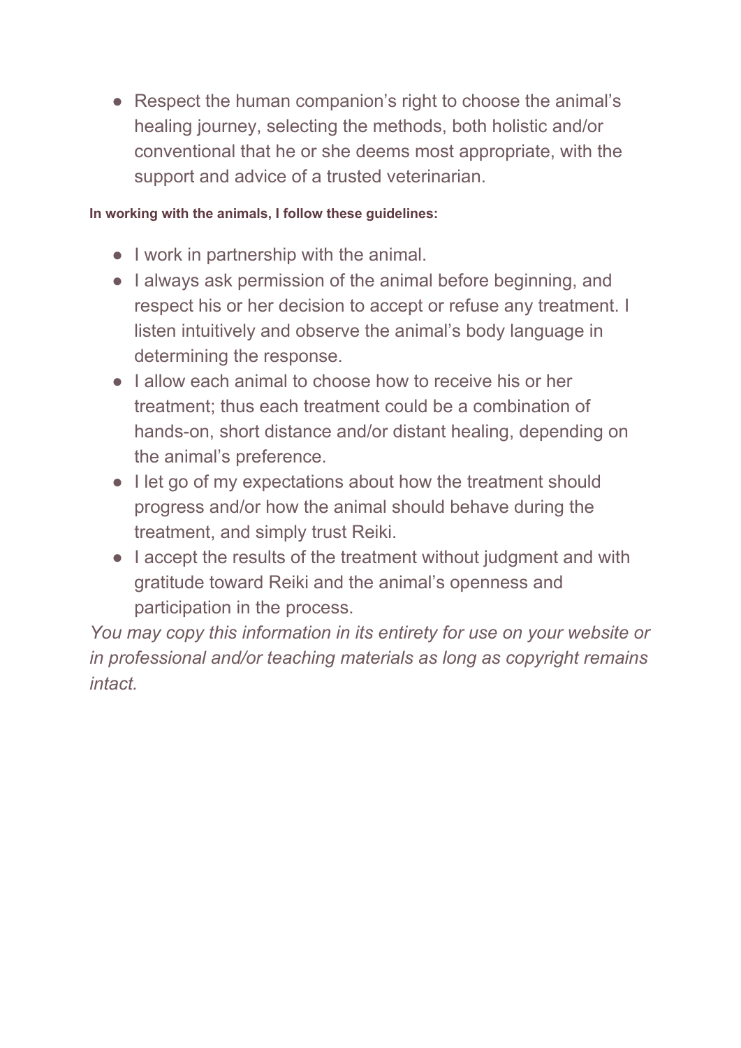- Respect the human companion's right to choose the animal's healing journey, selecting the methods, both holistic and/or conventional that he or she deems most appropriate, with the support and advice of a trusted veterinarian.

**In working with the animals, I follow these guidelines:**

- I work in partnership with the animal.
- I always ask permission of the animal before beginning, and respect his or her decision to accept or refuse any treatment. I listen intuitively and observe the animal's body language in determining the response.
- I allow each animal to choose how to receive his or her treatment; thus each treatment could be a combination of hands-on, short distance and/or distant healing, depending on the animal's preference.
- I let go of my expectations about how the treatment should progress and/or how the animal should behave during the treatment, and simply trust Reiki.
- I accept the results of the treatment without judgment and with gratitude toward Reiki and the animal's openness and participation in the process.

*You may copy this information in its entirety for use on your website or in professional and/or teaching materials as long as copyright remains intact.*